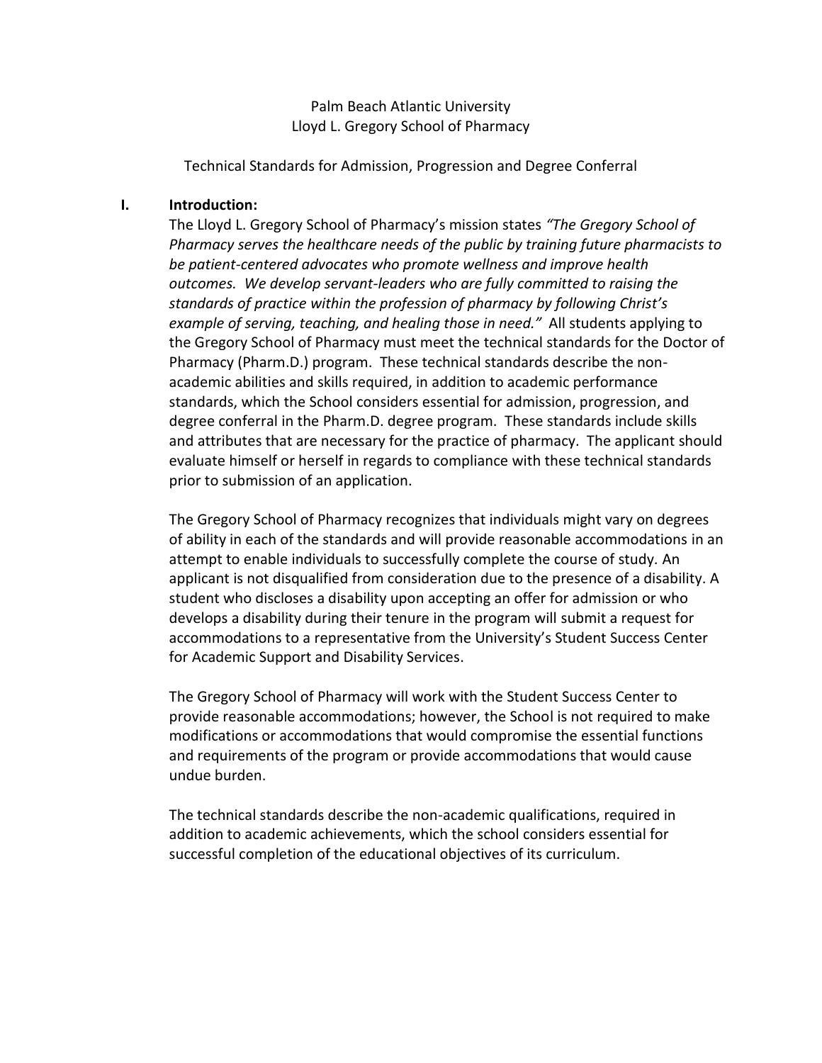# Palm Beach Atlantic University
# Lloyd L. Gregory School of Pharmacy

## Technical Standards for Admission, Progression and Degree Conferral

### I. Introduction:

The Lloyd L. Gregory School of Pharmacy's mission states *"The Gregory School of Pharmacy serves the healthcare needs of the public by training future pharmacists to be patient-centered advocates who promote wellness and improve health outcomes. We develop servant-leaders who are fully committed to raising the standards of practice within the profession of pharmacy by following Christ's example of serving, teaching, and healing those in need."* All students applying to the Gregory School of Pharmacy must meet the technical standards for the Doctor of Pharmacy (Pharm.D.) program. These technical standards describe the non-academic abilities and skills required, in addition to academic performance standards, which the School considers essential for admission, progression, and degree conferral in the Pharm.D. degree program. These standards include skills and attributes that are necessary for the practice of pharmacy. The applicant should evaluate himself or herself in regards to compliance with these technical standards prior to submission of an application.

The Gregory School of Pharmacy recognizes that individuals might vary on degrees of ability in each of the standards and will provide reasonable accommodations in an attempt to enable individuals to successfully complete the course of study. An applicant is not disqualified from consideration due to the presence of a disability. A student who discloses a disability upon accepting an offer for admission or who develops a disability during their tenure in the program will submit a request for accommodations to a representative from the University's Student Success Center for Academic Support and Disability Services.

The Gregory School of Pharmacy will work with the Student Success Center to provide reasonable accommodations; however, the School is not required to make modifications or accommodations that would compromise the essential functions and requirements of the program or provide accommodations that would cause undue burden.

The technical standards describe the non-academic qualifications, required in addition to academic achievements, which the school considers essential for successful completion of the educational objectives of its curriculum.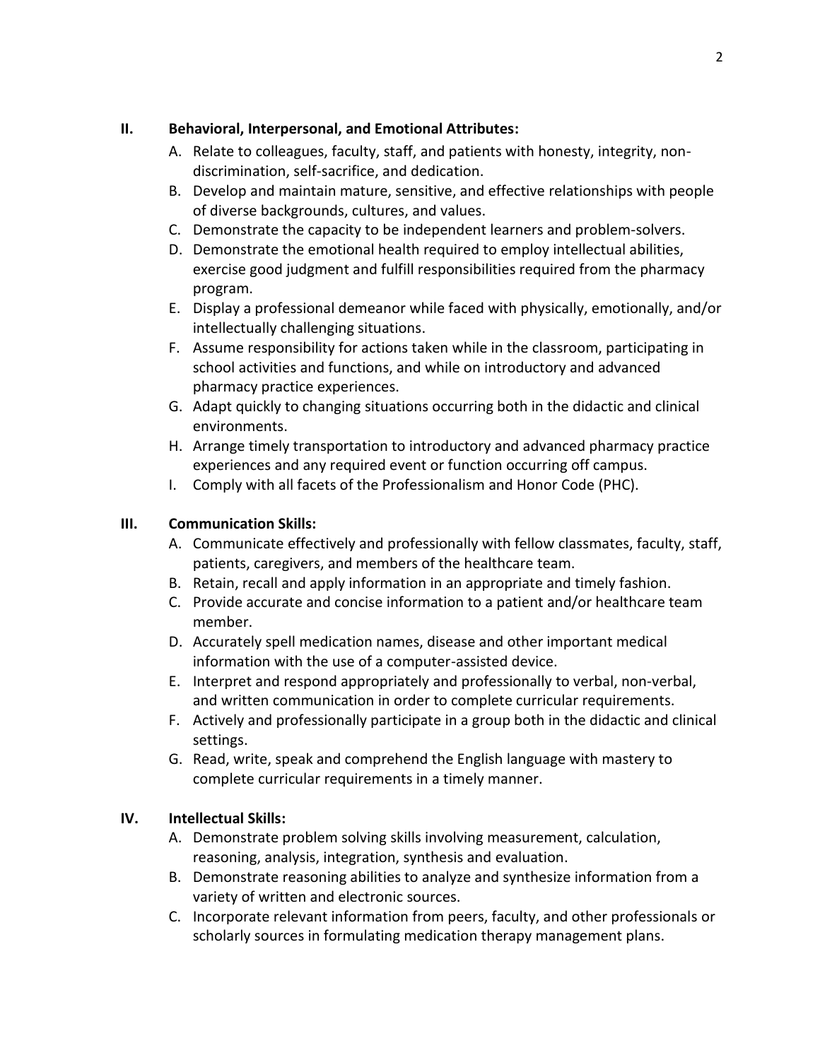## II. Behavioral, Interpersonal, and Emotional Attributes:

A. Relate to colleagues, faculty, staff, and patients with honesty, integrity, non-discrimination, self-sacrifice, and dedication.
B. Develop and maintain mature, sensitive, and effective relationships with people of diverse backgrounds, cultures, and values.
C. Demonstrate the capacity to be independent learners and problem-solvers.
D. Demonstrate the emotional health required to employ intellectual abilities, exercise good judgment and fulfill responsibilities required from the pharmacy program.
E. Display a professional demeanor while faced with physically, emotionally, and/or intellectually challenging situations.
F. Assume responsibility for actions taken while in the classroom, participating in school activities and functions, and while on introductory and advanced pharmacy practice experiences.
G. Adapt quickly to changing situations occurring both in the didactic and clinical environments.
H. Arrange timely transportation to introductory and advanced pharmacy practice experiences and any required event or function occurring off campus.
I. Comply with all facets of the Professionalism and Honor Code (PHC).

## III. Communication Skills:

A. Communicate effectively and professionally with fellow classmates, faculty, staff, patients, caregivers, and members of the healthcare team.
B. Retain, recall and apply information in an appropriate and timely fashion.
C. Provide accurate and concise information to a patient and/or healthcare team member.
D. Accurately spell medication names, disease and other important medical information with the use of a computer-assisted device.
E. Interpret and respond appropriately and professionally to verbal, non-verbal, and written communication in order to complete curricular requirements.
F. Actively and professionally participate in a group both in the didactic and clinical settings.
G. Read, write, speak and comprehend the English language with mastery to complete curricular requirements in a timely manner.

## IV. Intellectual Skills:

A. Demonstrate problem solving skills involving measurement, calculation, reasoning, analysis, integration, synthesis and evaluation.
B. Demonstrate reasoning abilities to analyze and synthesize information from a variety of written and electronic sources.
C. Incorporate relevant information from peers, faculty, and other professionals or scholarly sources in formulating medication therapy management plans.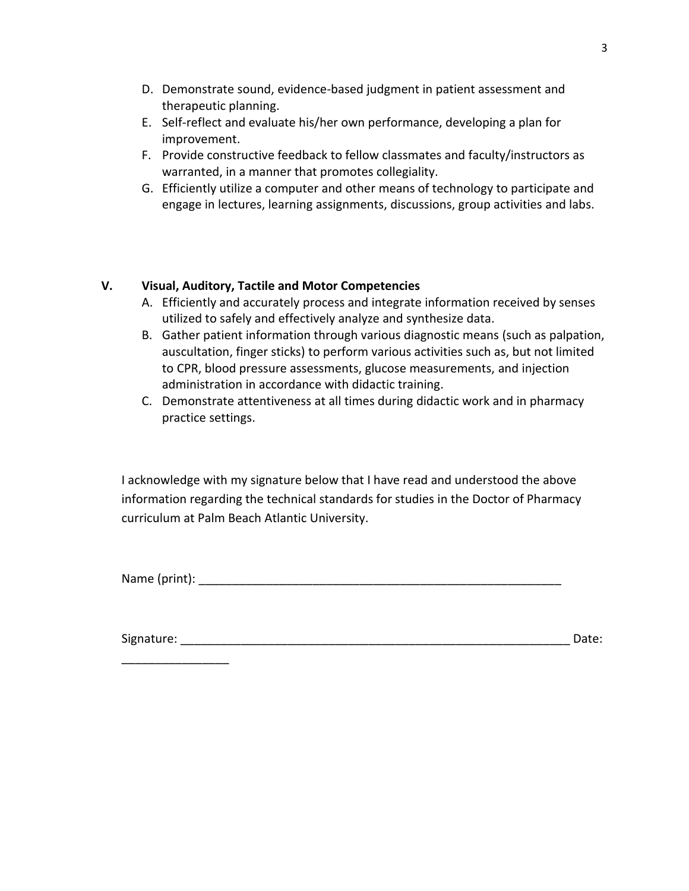D. Demonstrate sound, evidence-based judgment in patient assessment and therapeutic planning.
E. Self-reflect and evaluate his/her own performance, developing a plan for improvement.
F. Provide constructive feedback to fellow classmates and faculty/instructors as warranted, in a manner that promotes collegiality.
G. Efficiently utilize a computer and other means of technology to participate and engage in lectures, learning assignments, discussions, group activities and labs.

## V. Visual, Auditory, Tactile and Motor Competencies

A. Efficiently and accurately process and integrate information received by senses utilized to safely and effectively analyze and synthesize data.
B. Gather patient information through various diagnostic means (such as palpation, auscultation, finger sticks) to perform various activities such as, but not limited to CPR, blood pressure assessments, glucose measurements, and injection administration in accordance with didactic training.
C. Demonstrate attentiveness at all times during didactic work and in pharmacy practice settings.

I acknowledge with my signature below that I have read and understood the above information regarding the technical standards for studies in the Doctor of Pharmacy curriculum at Palm Beach Atlantic University.

Name (print): ________________________________________________________

Signature: ____________________________________________________________ Date: ________________